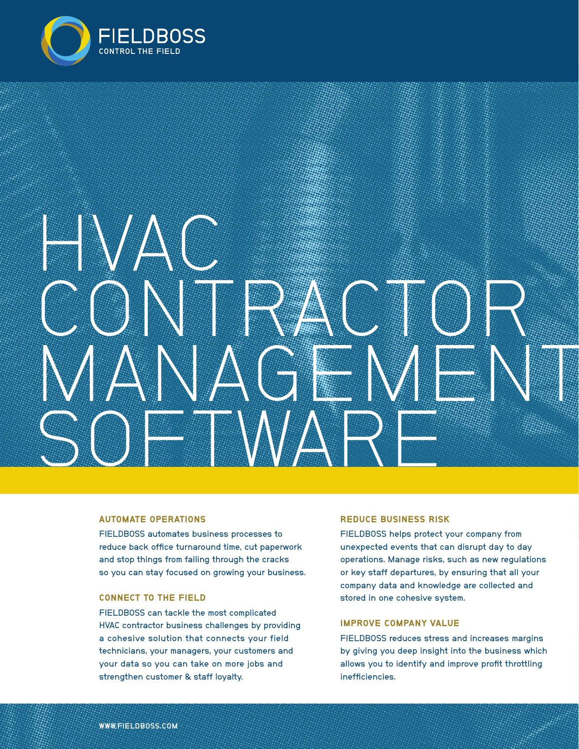FIELDBOSS

CONTROL THE FIELD

# HVAC CONTRACTOR MANAGEMENT SOFTWARE

### AUTOMATE OPERATIONS

FIELDBOSS automates business processes to reduce back office turnaround time, cut paperwork and stop things from falling through the cracks so you can stay focused on growing your business.

### CONNECT TO THE FIELD

FIELDBOSS can tackle the most complicated HVAC contractor business challenges by providing a cohesive solution that connects your field technicians, your managers, your customers and your data so you can take on more jobs and strengthen customer & staff loyalty.

### REDUCE BUSINESS RISK

FIELDBOSS helps protect your company from unexpected events that can disrupt day to day operations. Manage risks, such as new regulations or key staff departures, by ensuring that all your company data and knowledge are collected and stored in one cohesive system.

### IMPROVE COMPANY VALUE

FIELDBOSS reduces stress and increases margins by giving you deep insight into the business which allows you to identify and improve profit throttling inefficiencies.

WWW.FIELDBOSS.COM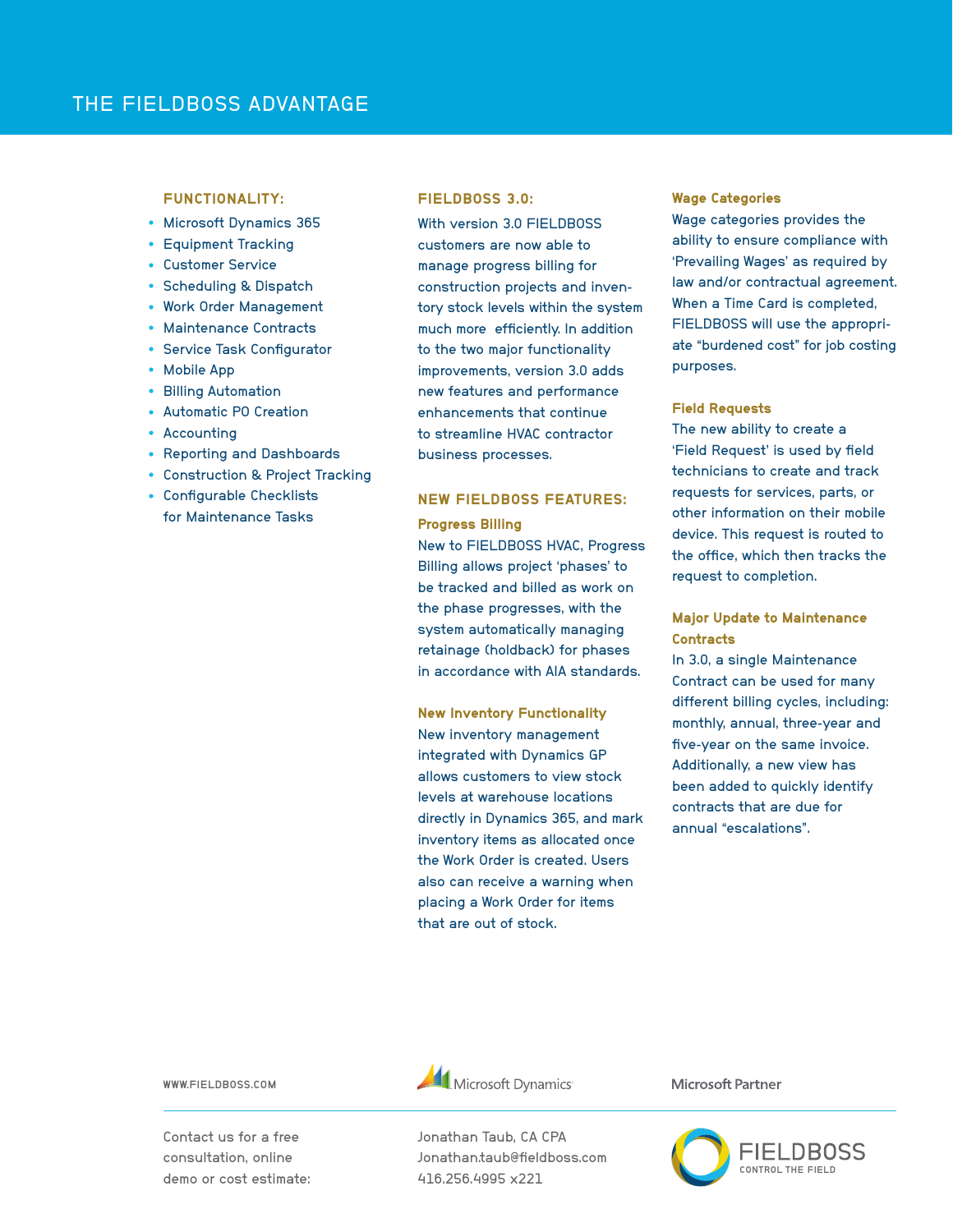# THE FIELDBOSS ADVANTAGE

## FUNCTIONALITY:

- Microsoft Dynamics 365
- Equipment Tracking
- Customer Service
- Scheduling & Dispatch
- Work Order Management
- Maintenance Contracts
- Service Task Configurator
- Mobile App
- Billing Automation
- Automatic PO Creation
- Accounting
- Reporting and Dashboards
- Construction & Project Tracking
- Configurable Checklists for Maintenance Tasks

## FIELDBOSS 3.0:

With version 3.0 FIELDBOSS customers are now able to manage progress billing for construction projects and inventory stock levels within the system much more efficiently. In addition to the two major functionality improvements, version 3.0 adds new features and performance enhancements that continue to streamline HVAC contractor business processes.

## NEW FIELDBOSS FEATURES:

### Progress Billing

New to FIELDBOSS HVAC, Progress Billing allows project 'phases' to be tracked and billed as work on the phase progresses, with the system automatically managing retainage (holdback) for phases in accordance with AIA standards.

### New Inventory Functionality

New inventory management integrated with Dynamics GP allows customers to view stock levels at warehouse locations directly in Dynamics 365, and mark inventory items as allocated once the Work Order is created. Users also can receive a warning when placing a Work Order for items that are out of stock.

### Wage Categories

Wage categories provides the ability to ensure compliance with 'Prevailing Wages' as required by law and/or contractual agreement. When a Time Card is completed, FIELDBOSS will use the appropriate "burdened cost" for job costing purposes.

### Field Requests

The new ability to create a 'Field Request' is used by field technicians to create and track requests for services, parts, or other information on their mobile device. This request is routed to the office, which then tracks the request to completion.

### Major Update to Maintenance Contracts

In 3.0, a single Maintenance Contract can be used for many different billing cycles, including: monthly, annual, three-year and five-year on the same invoice. Additionally, a new view has been added to quickly identify contracts that are due for annual "escalations".

WWW.FIELDBOSS.COM

Microsoft Dynamics

Microsoft Partner

Contact us for a free consultation, online demo or cost estimate:

Jonathan Taub, CA CPA
Jonathan.taub@fieldboss.com
416.256.4995 x221

FIELDBOSS
CONTROL THE FIELD